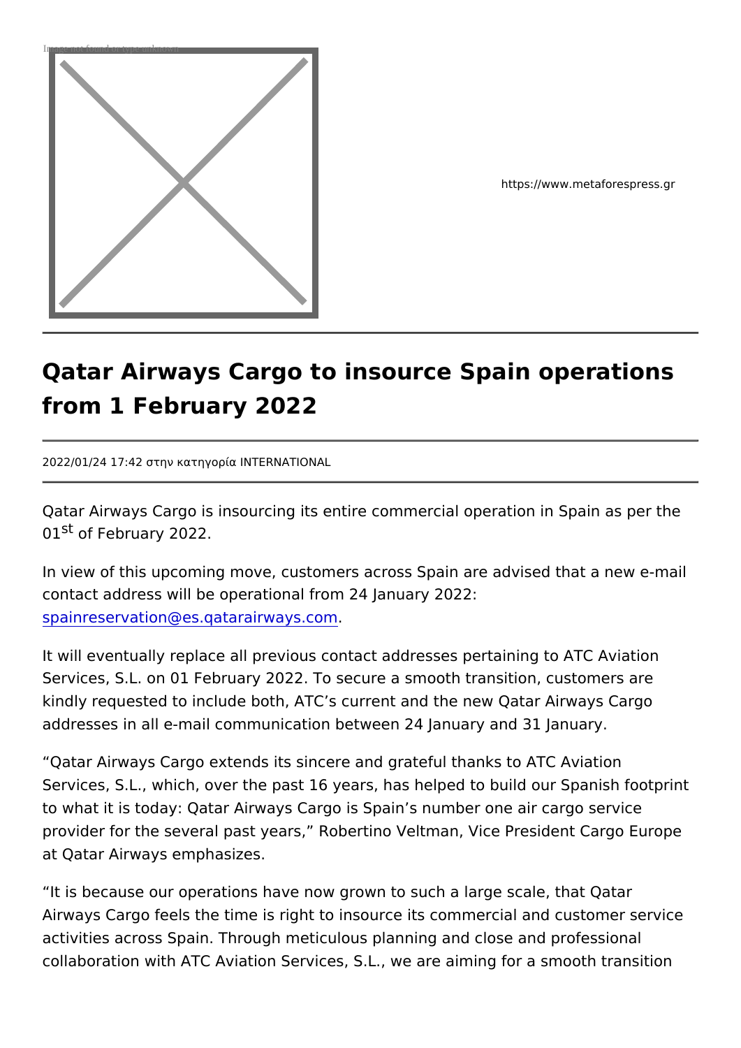https://www.metaforespress.gr

# Qatar Airways Cargo to insource Spain operations from 1 February 2022

2022/01/24 17:42 στην κατηγορία INTERNATIONAL

Qatar Airways Cargo is insourcing its entire commercial operation in Spain as per the 01st of February 2022.

In view of this upcoming move, customers across Spain are advised that a new e-mail contact address will be operational from 24 January 2022: spainreservation@es.qatarairways.com.

It will eventually replace all previous contact addresses pertaining to ATC Aviation Services, S.L. on 01 February 2022. To secure a smooth transition, customers are kindly requested to include both, ATC's current and the new Qatar Airways Cargo addresses in all e-mail communication between 24 January and 31 January.

"Qatar Airways Cargo extends its sincere and grateful thanks to ATC Aviation Services, S.L., which, over the past 16 years, has helped to build our Spanish footprint to what it is today: Qatar Airways Cargo is Spain's number one air cargo service provider for the several past years," Robertino Veltman, Vice President Cargo Europe at Qatar Airways emphasizes.

"It is because our operations have now grown to such a large scale, that Qatar Airways Cargo feels the time is right to insource its commercial and customer service activities across Spain. Through meticulous planning and close and professional collaboration with ATC Aviation Services, S.L., we are aiming for a smooth transition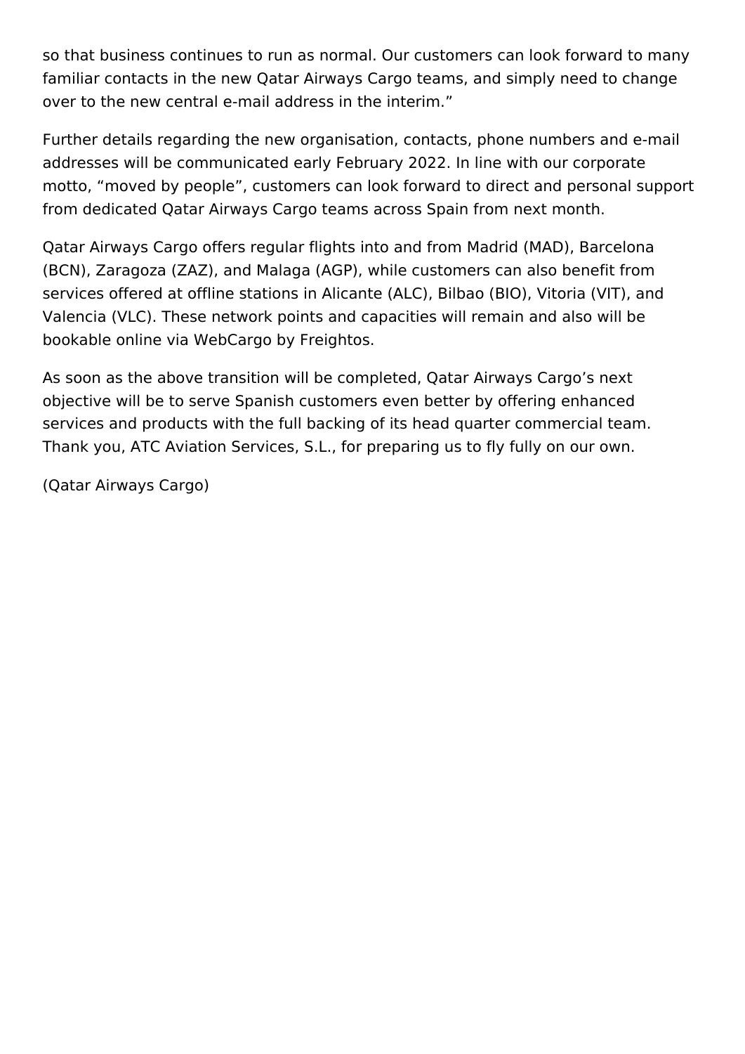so that business continues to run as normal. Our customers can look forward to many familiar contacts in the new Qatar Airways Cargo teams, and simply need to change over to the new central e-mail address in the interim."

Further details regarding the new organisation, contacts, phone numbers and e-mail addresses will be communicated early February 2022. In line with our corporate motto, "moved by people", customers can look forward to direct and personal support from dedicated Qatar Airways Cargo teams across Spain from next month.

Qatar Airways Cargo offers regular flights into and from Madrid (MAD), Barcelona (BCN), Zaragoza (ZAZ), and Malaga (AGP), while customers can also benefit from services offered at offline stations in Alicante (ALC), Bilbao (BIO), Vitoria (VIT), and Valencia (VLC). These network points and capacities will remain and also will be bookable online via WebCargo by Freightos.

As soon as the above transition will be completed, Qatar Airways Cargo's next objective will be to serve Spanish customers even better by offering enhanced services and products with the full backing of its head quarter commercial team. Thank you, ATC Aviation Services, S.L., for preparing us to fly fully on our own.

(Qatar Airways Cargo)